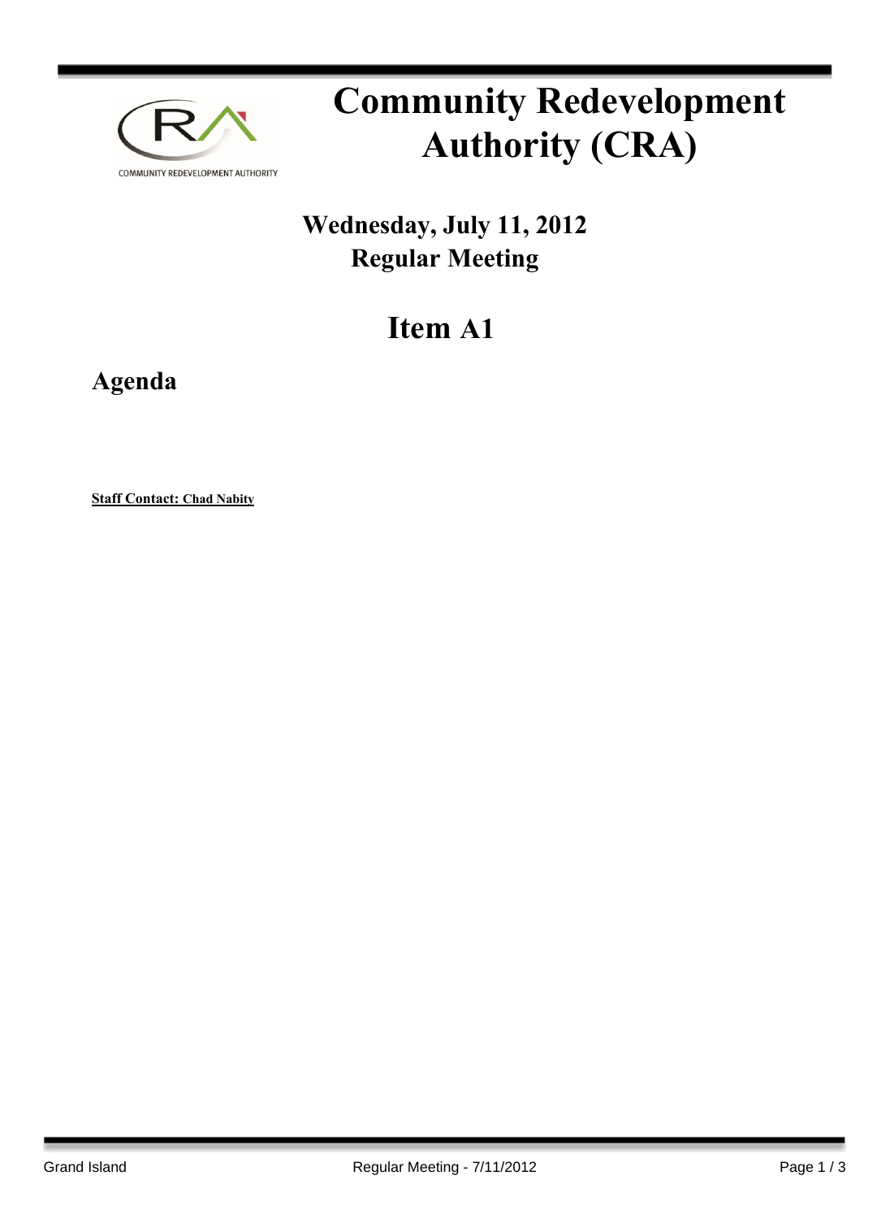COMMUNITY REDEVELOPMENT AUTHORITY

# Community Redevelopment Authority (CRA)

## Wednesday, July 11, 2012
## Regular Meeting

# Item A1

## Agenda

**Staff Contact: Chad Nabity**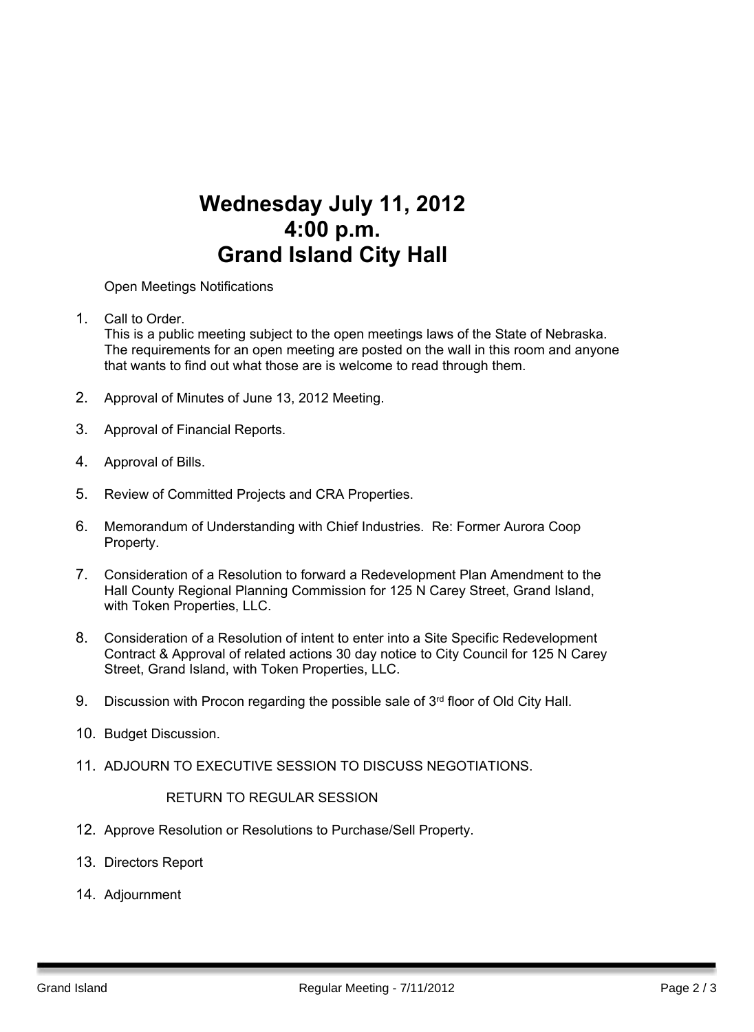# Wednesday July 11, 2012
# 4:00 p.m.
# Grand Island City Hall

Open Meetings Notifications

1. Call to Order.
   This is a public meeting subject to the open meetings laws of the State of Nebraska. The requirements for an open meeting are posted on the wall in this room and anyone that wants to find out what those are is welcome to read through them.

2. Approval of Minutes of June 13, 2012 Meeting.

3. Approval of Financial Reports.

4. Approval of Bills.

5. Review of Committed Projects and CRA Properties.

6. Memorandum of Understanding with Chief Industries. Re: Former Aurora Coop Property.

7. Consideration of a Resolution to forward a Redevelopment Plan Amendment to the Hall County Regional Planning Commission for 125 N Carey Street, Grand Island, with Token Properties, LLC.

8. Consideration of a Resolution of intent to enter into a Site Specific Redevelopment Contract & Approval of related actions 30 day notice to City Council for 125 N Carey Street, Grand Island, with Token Properties, LLC.

9. Discussion with Procon regarding the possible sale of 3rd floor of Old City Hall.

10. Budget Discussion.

11. ADJOURN TO EXECUTIVE SESSION TO DISCUSS NEGOTIATIONS.

    RETURN TO REGULAR SESSION

12. Approve Resolution or Resolutions to Purchase/Sell Property.

13. Directors Report

14. Adjournment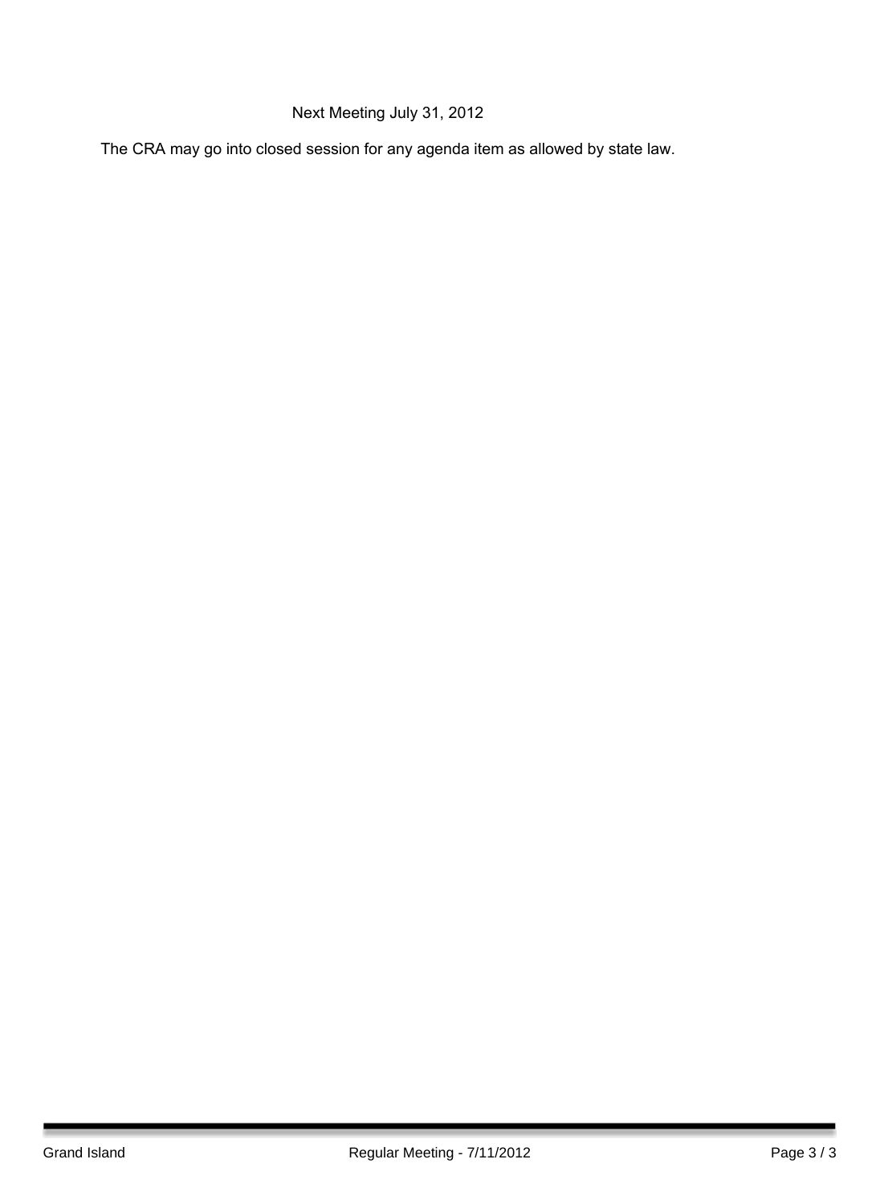Next Meeting July 31, 2012

The CRA may go into closed session for any agenda item as allowed by state law.